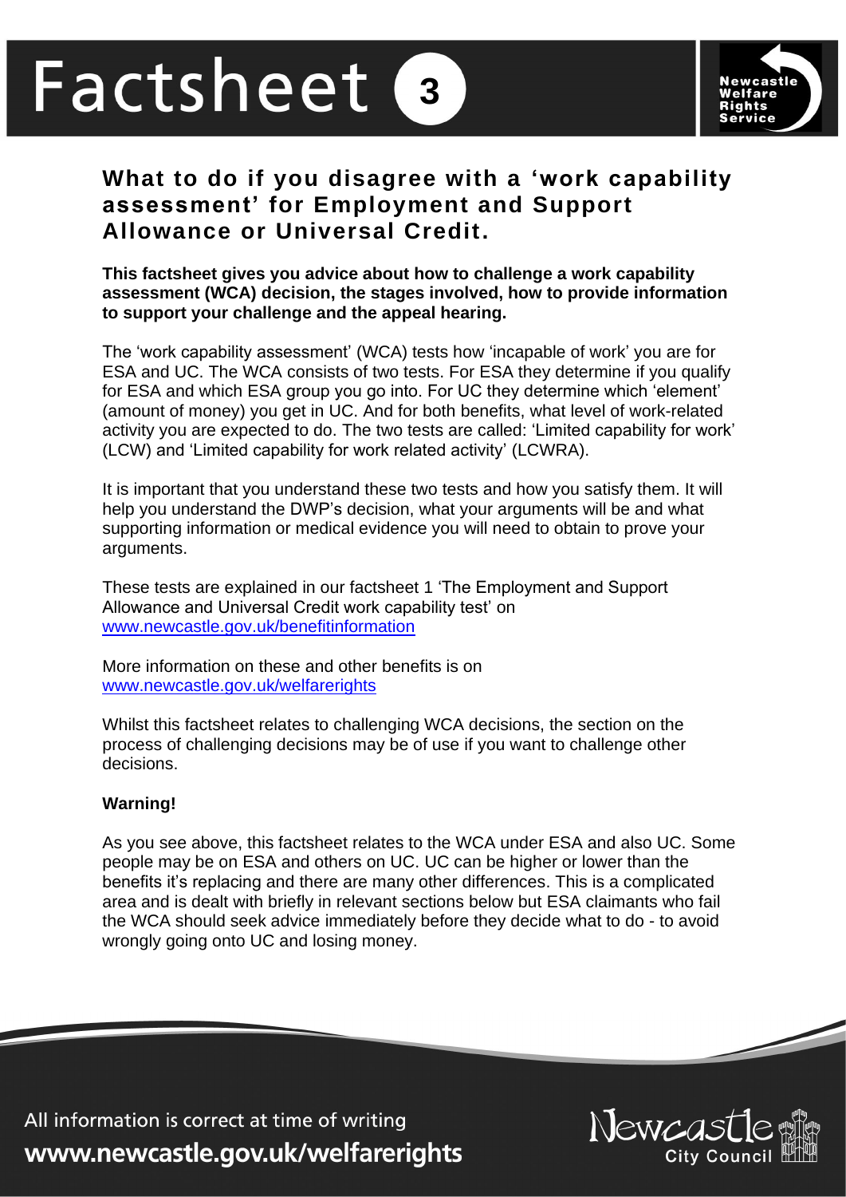# Factsheet 3

## What to do if you disagree with a 'work capability assessment' for Employment and Support Allowance or Universal Credit.

**This factsheet gives you advice about how to challenge a work capability assessment (WCA) decision, the stages involved, how to provide information to support your challenge and the appeal hearing.**

The 'work capability assessment' (WCA) tests how 'incapable of work' you are for ESA and UC. The WCA consists of two tests. For ESA they determine if you qualify for ESA and which ESA group you go into. For UC they determine which 'element' (amount of money) you get in UC. And for both benefits, what level of work-related activity you are expected to do. The two tests are called: 'Limited capability for work' (LCW) and 'Limited capability for work related activity' (LCWRA).

It is important that you understand these two tests and how you satisfy them. It will help you understand the DWP's decision, what your arguments will be and what supporting information or medical evidence you will need to obtain to prove your arguments.

These tests are explained in our factsheet 1 'The Employment and Support Allowance and Universal Credit work capability test' on [www.newcastle.gov.uk/benefitinformation](www.newcastle.gov.uk/benefitinformation)

More information on these and other benefits is on [www.newcastle.gov.uk/welfarerights](www.newcastle.gov.uk/welfarerights)

Whilst this factsheet relates to challenging WCA decisions, the section on the process of challenging decisions may be of use if you want to challenge other decisions.

**Warning!**

As you see above, this factsheet relates to the WCA under ESA and also UC. Some people may be on ESA and others on UC. UC can be higher or lower than the benefits it's replacing and there are many other differences. This is a complicated area and is dealt with briefly in relevant sections below but ESA claimants who fail the WCA should seek advice immediately before they decide what to do - to avoid wrongly going onto UC and losing money.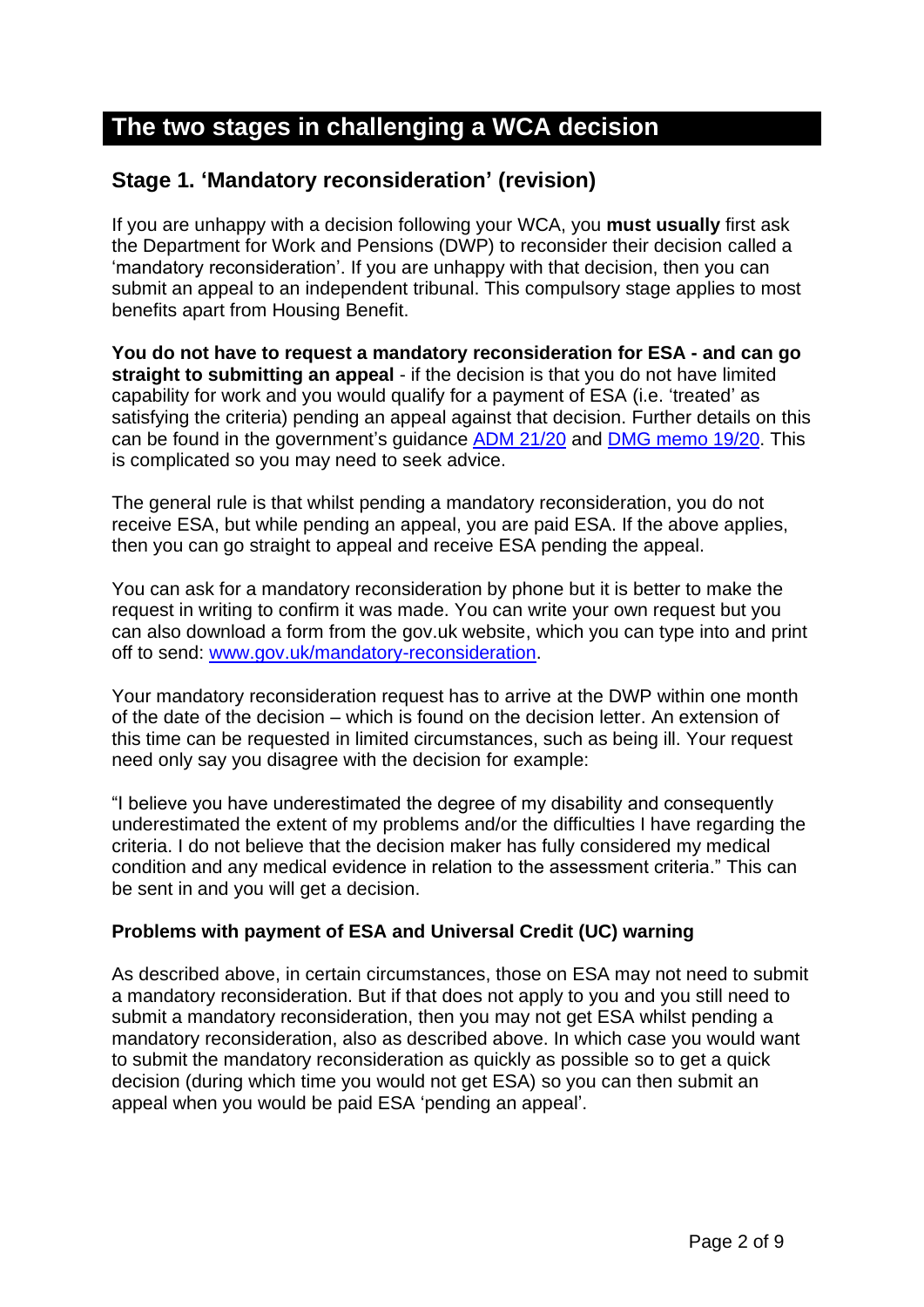# The two stages in challenging a WCA decision

## Stage 1. 'Mandatory reconsideration' (revision)

If you are unhappy with a decision following your WCA, you **must usually** first ask the Department for Work and Pensions (DWP) to reconsider their decision called a 'mandatory reconsideration'. If you are unhappy with that decision, then you can submit an appeal to an independent tribunal. This compulsory stage applies to most benefits apart from Housing Benefit.

**You do not have to request a mandatory reconsideration for ESA - and can go straight to submitting an appeal** - if the decision is that you do not have limited capability for work and you would qualify for a payment of ESA (i.e. 'treated' as satisfying the criteria) pending an appeal against that decision. Further details on this can be found in the government's guidance [ADM 21/20]() and [DMG memo 19/20](). This is complicated so you may need to seek advice.

The general rule is that whilst pending a mandatory reconsideration, you do not receive ESA, but while pending an appeal, you are paid ESA. If the above applies, then you can go straight to appeal and receive ESA pending the appeal.

You can ask for a mandatory reconsideration by phone but it is better to make the request in writing to confirm it was made. You can write your own request but you can also download a form from the gov.uk website, which you can type into and print off to send: [www.gov.uk/mandatory-reconsideration](www.gov.uk/mandatory-reconsideration).

Your mandatory reconsideration request has to arrive at the DWP within one month of the date of the decision – which is found on the decision letter. An extension of this time can be requested in limited circumstances, such as being ill. Your request need only say you disagree with the decision for example:

"I believe you have underestimated the degree of my disability and consequently underestimated the extent of my problems and/or the difficulties I have regarding the criteria. I do not believe that the decision maker has fully considered my medical condition and any medical evidence in relation to the assessment criteria." This can be sent in and you will get a decision.

### Problems with payment of ESA and Universal Credit (UC) warning

As described above, in certain circumstances, those on ESA may not need to submit a mandatory reconsideration. But if that does not apply to you and you still need to submit a mandatory reconsideration, then you may not get ESA whilst pending a mandatory reconsideration, also as described above. In which case you would want to submit the mandatory reconsideration as quickly as possible so to get a quick decision (during which time you would not get ESA) so you can then submit an appeal when you would be paid ESA 'pending an appeal'.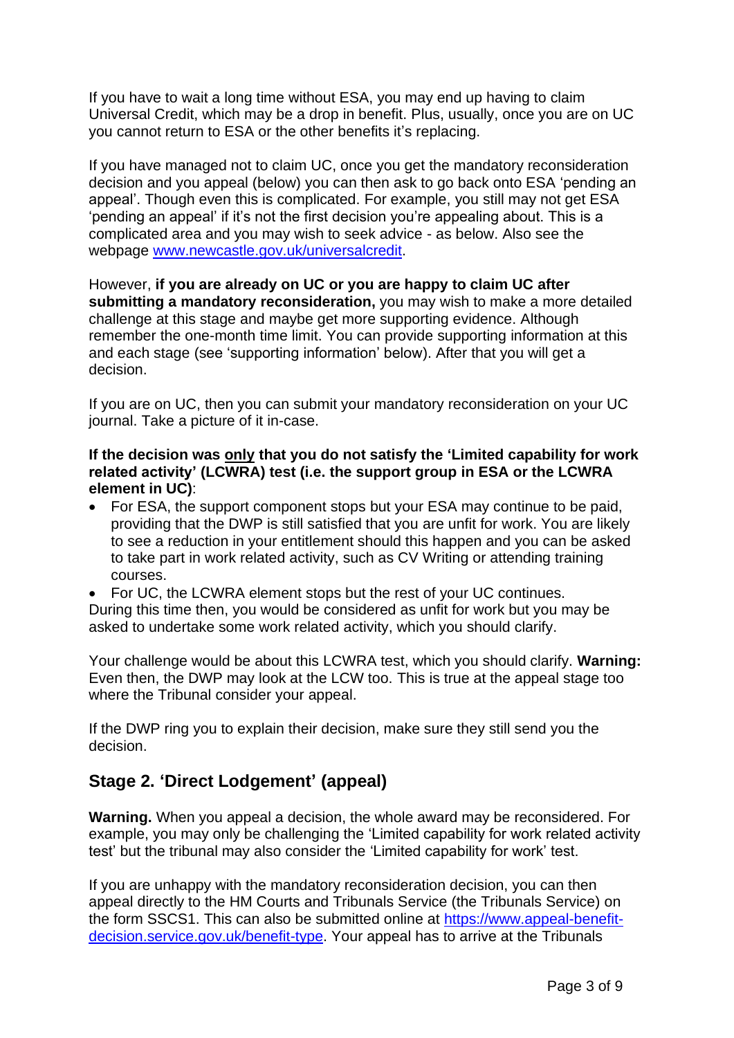If you have to wait a long time without ESA, you may end up having to claim Universal Credit, which may be a drop in benefit. Plus, usually, once you are on UC you cannot return to ESA or the other benefits it's replacing.

If you have managed not to claim UC, once you get the mandatory reconsideration decision and you appeal (below) you can then ask to go back onto ESA 'pending an appeal'. Though even this is complicated. For example, you still may not get ESA 'pending an appeal' if it's not the first decision you're appealing about. This is a complicated area and you may wish to seek advice - as below. Also see the webpage [www.newcastle.gov.uk/universalcredit](www.newcastle.gov.uk/universalcredit).

However, **if you are already on UC or you are happy to claim UC after submitting a mandatory reconsideration,** you may wish to make a more detailed challenge at this stage and maybe get more supporting evidence. Although remember the one-month time limit. You can provide supporting information at this and each stage (see 'supporting information' below). After that you will get a decision.

If you are on UC, then you can submit your mandatory reconsideration on your UC journal. Take a picture of it in-case.

**If the decision was <u>only</u> that you do not satisfy the 'Limited capability for work related activity' (LCWRA) test (i.e. the support group in ESA or the LCWRA element in UC)**:

- For ESA, the support component stops but your ESA may continue to be paid, providing that the DWP is still satisfied that you are unfit for work. You are likely to see a reduction in your entitlement should this happen and you can be asked to take part in work related activity, such as CV Writing or attending training courses.
- For UC, the LCWRA element stops but the rest of your UC continues.

During this time then, you would be considered as unfit for work but you may be asked to undertake some work related activity, which you should clarify.

Your challenge would be about this LCWRA test, which you should clarify. **Warning:** Even then, the DWP may look at the LCW too. This is true at the appeal stage too where the Tribunal consider your appeal.

If the DWP ring you to explain their decision, make sure they still send you the decision.

## Stage 2. 'Direct Lodgement' (appeal)

**Warning.** When you appeal a decision, the whole award may be reconsidered. For example, you may only be challenging the 'Limited capability for work related activity test' but the tribunal may also consider the 'Limited capability for work' test.

If you are unhappy with the mandatory reconsideration decision, you can then appeal directly to the HM Courts and Tribunals Service (the Tribunals Service) on the form SSCS1. This can also be submitted online at [https://www.appeal-benefit-decision.service.gov.uk/benefit-type](https://www.appeal-benefit-decision.service.gov.uk/benefit-type). Your appeal has to arrive at the Tribunals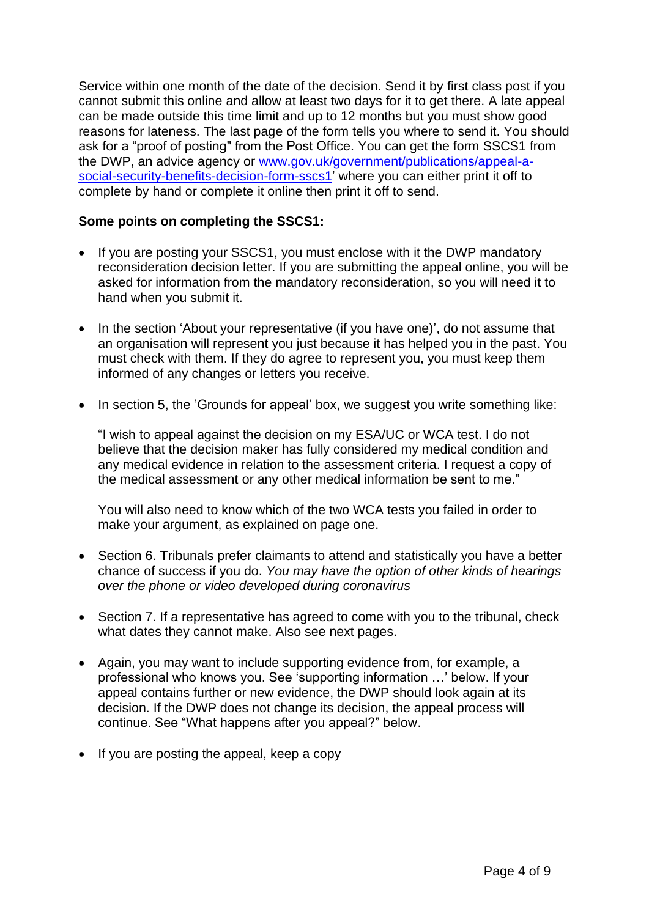Service within one month of the date of the decision. Send it by first class post if you cannot submit this online and allow at least two days for it to get there. A late appeal can be made outside this time limit and up to 12 months but you must show good reasons for lateness. The last page of the form tells you where to send it. You should ask for a "proof of posting" from the Post Office. You can get the form SSCS1 from the DWP, an advice agency or [www.gov.uk/government/publications/appeal-a-social-security-benefits-decision-form-sscs1](www.gov.uk/government/publications/appeal-a-social-security-benefits-decision-form-sscs1)' where you can either print it off to complete by hand or complete it online then print it off to send.

**Some points on completing the SSCS1:**

- If you are posting your SSCS1, you must enclose with it the DWP mandatory reconsideration decision letter. If you are submitting the appeal online, you will be asked for information from the mandatory reconsideration, so you will need it to hand when you submit it.

- In the section 'About your representative (if you have one)', do not assume that an organisation will represent you just because it has helped you in the past. You must check with them. If they do agree to represent you, you must keep them informed of any changes or letters you receive.

- In section 5, the 'Grounds for appeal' box, we suggest you write something like:

  "I wish to appeal against the decision on my ESA/UC or WCA test. I do not believe that the decision maker has fully considered my medical condition and any medical evidence in relation to the assessment criteria. I request a copy of the medical assessment or any other medical information be sent to me."

  You will also need to know which of the two WCA tests you failed in order to make your argument, as explained on page one.

- Section 6. Tribunals prefer claimants to attend and statistically you have a better chance of success if you do. *You may have the option of other kinds of hearings over the phone or video developed during coronavirus*

- Section 7. If a representative has agreed to come with you to the tribunal, check what dates they cannot make. Also see next pages.

- Again, you may want to include supporting evidence from, for example, a professional who knows you. See 'supporting information …' below. If your appeal contains further or new evidence, the DWP should look again at its decision. If the DWP does not change its decision, the appeal process will continue. See "What happens after you appeal?" below.

- If you are posting the appeal, keep a copy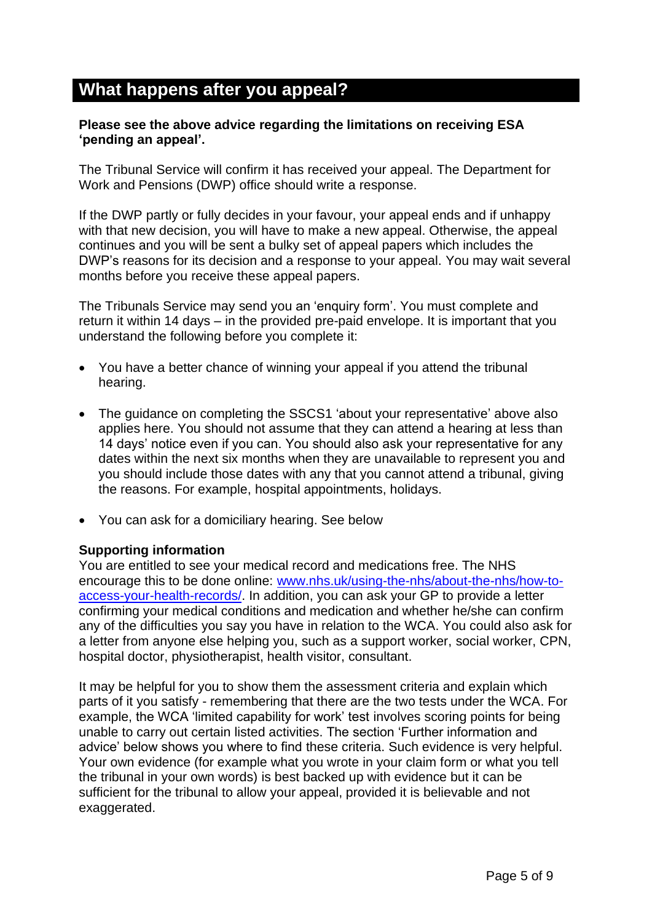## What happens after you appeal?

**Please see the above advice regarding the limitations on receiving ESA 'pending an appeal'.**

The Tribunal Service will confirm it has received your appeal. The Department for Work and Pensions (DWP) office should write a response.

If the DWP partly or fully decides in your favour, your appeal ends and if unhappy with that new decision, you will have to make a new appeal. Otherwise, the appeal continues and you will be sent a bulky set of appeal papers which includes the DWP's reasons for its decision and a response to your appeal. You may wait several months before you receive these appeal papers.

The Tribunals Service may send you an 'enquiry form'. You must complete and return it within 14 days – in the provided pre-paid envelope. It is important that you understand the following before you complete it:

- You have a better chance of winning your appeal if you attend the tribunal hearing.
- The guidance on completing the SSCS1 'about your representative' above also applies here. You should not assume that they can attend a hearing at less than 14 days' notice even if you can. You should also ask your representative for any dates within the next six months when they are unavailable to represent you and you should include those dates with any that you cannot attend a tribunal, giving the reasons. For example, hospital appointments, holidays.
- You can ask for a domiciliary hearing. See below

**Supporting information**
You are entitled to see your medical record and medications free. The NHS encourage this to be done online: [www.nhs.uk/using-the-nhs/about-the-nhs/how-to-access-your-health-records/](http://www.nhs.uk/using-the-nhs/about-the-nhs/how-to-access-your-health-records/). In addition, you can ask your GP to provide a letter confirming your medical conditions and medication and whether he/she can confirm any of the difficulties you say you have in relation to the WCA. You could also ask for a letter from anyone else helping you, such as a support worker, social worker, CPN, hospital doctor, physiotherapist, health visitor, consultant.

It may be helpful for you to show them the assessment criteria and explain which parts of it you satisfy - remembering that there are the two tests under the WCA. For example, the WCA 'limited capability for work' test involves scoring points for being unable to carry out certain listed activities. The section 'Further information and advice' below shows you where to find these criteria. Such evidence is very helpful. Your own evidence (for example what you wrote in your claim form or what you tell the tribunal in your own words) is best backed up with evidence but it can be sufficient for the tribunal to allow your appeal, provided it is believable and not exaggerated.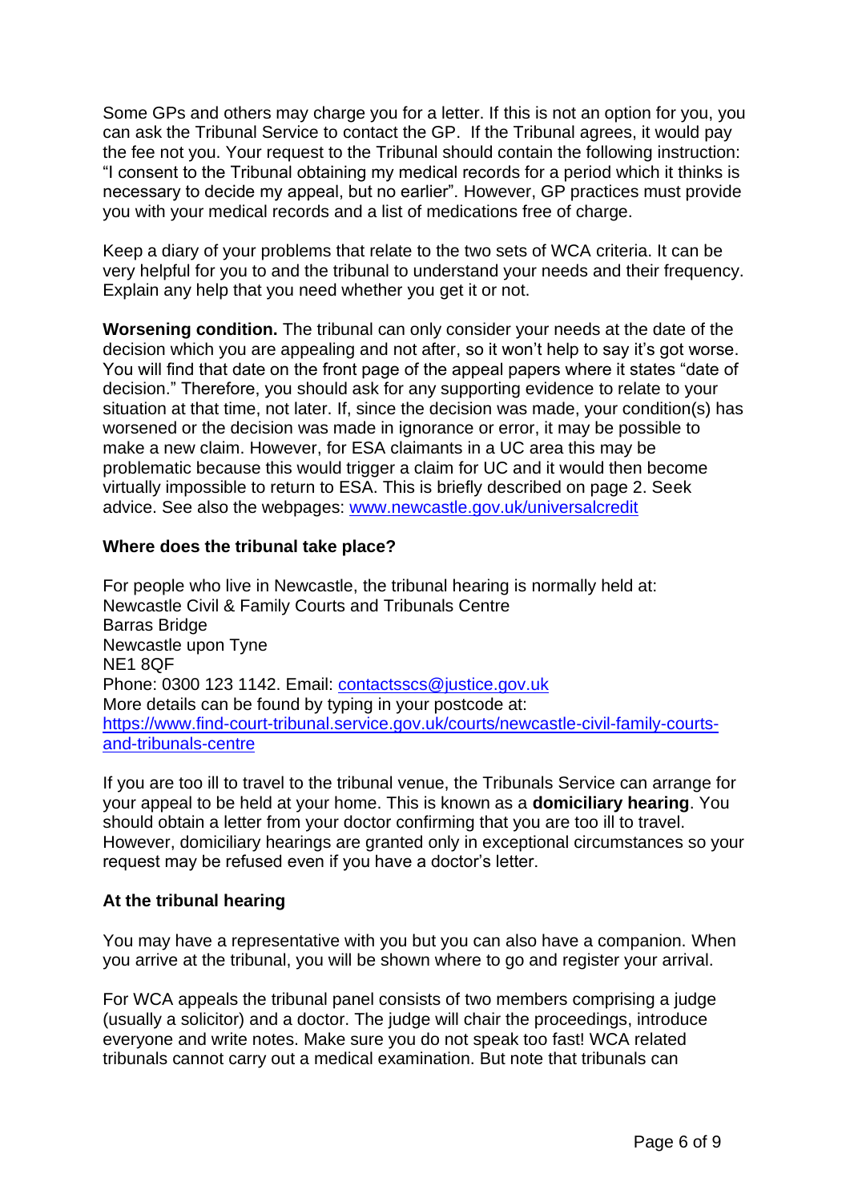Some GPs and others may charge you for a letter. If this is not an option for you, you can ask the Tribunal Service to contact the GP. If the Tribunal agrees, it would pay the fee not you. Your request to the Tribunal should contain the following instruction: "I consent to the Tribunal obtaining my medical records for a period which it thinks is necessary to decide my appeal, but no earlier". However, GP practices must provide you with your medical records and a list of medications free of charge.

Keep a diary of your problems that relate to the two sets of WCA criteria. It can be very helpful for you to and the tribunal to understand your needs and their frequency. Explain any help that you need whether you get it or not.

**Worsening condition.** The tribunal can only consider your needs at the date of the decision which you are appealing and not after, so it won't help to say it's got worse. You will find that date on the front page of the appeal papers where it states "date of decision." Therefore, you should ask for any supporting evidence to relate to your situation at that time, not later. If, since the decision was made, your condition(s) has worsened or the decision was made in ignorance or error, it may be possible to make a new claim. However, for ESA claimants in a UC area this may be problematic because this would trigger a claim for UC and it would then become virtually impossible to return to ESA. This is briefly described on page 2. Seek advice. See also the webpages: [www.newcastle.gov.uk/universalcredit](www.newcastle.gov.uk/universalcredit)

### Where does the tribunal take place?

For people who live in Newcastle, the tribunal hearing is normally held at:
Newcastle Civil & Family Courts and Tribunals Centre
Barras Bridge
Newcastle upon Tyne
NE1 8QF
Phone: 0300 123 1142. Email: [contactsscs@justice.gov.uk](mailto:contactsscs@justice.gov.uk)
More details can be found by typing in your postcode at:
[https://www.find-court-tribunal.service.gov.uk/courts/newcastle-civil-family-courts-and-tribunals-centre](https://www.find-court-tribunal.service.gov.uk/courts/newcastle-civil-family-courts-and-tribunals-centre)

If you are too ill to travel to the tribunal venue, the Tribunals Service can arrange for your appeal to be held at your home. This is known as a **domiciliary hearing**. You should obtain a letter from your doctor confirming that you are too ill to travel. However, domiciliary hearings are granted only in exceptional circumstances so your request may be refused even if you have a doctor's letter.

### At the tribunal hearing

You may have a representative with you but you can also have a companion. When you arrive at the tribunal, you will be shown where to go and register your arrival.

For WCA appeals the tribunal panel consists of two members comprising a judge (usually a solicitor) and a doctor. The judge will chair the proceedings, introduce everyone and write notes. Make sure you do not speak too fast! WCA related tribunals cannot carry out a medical examination. But note that tribunals can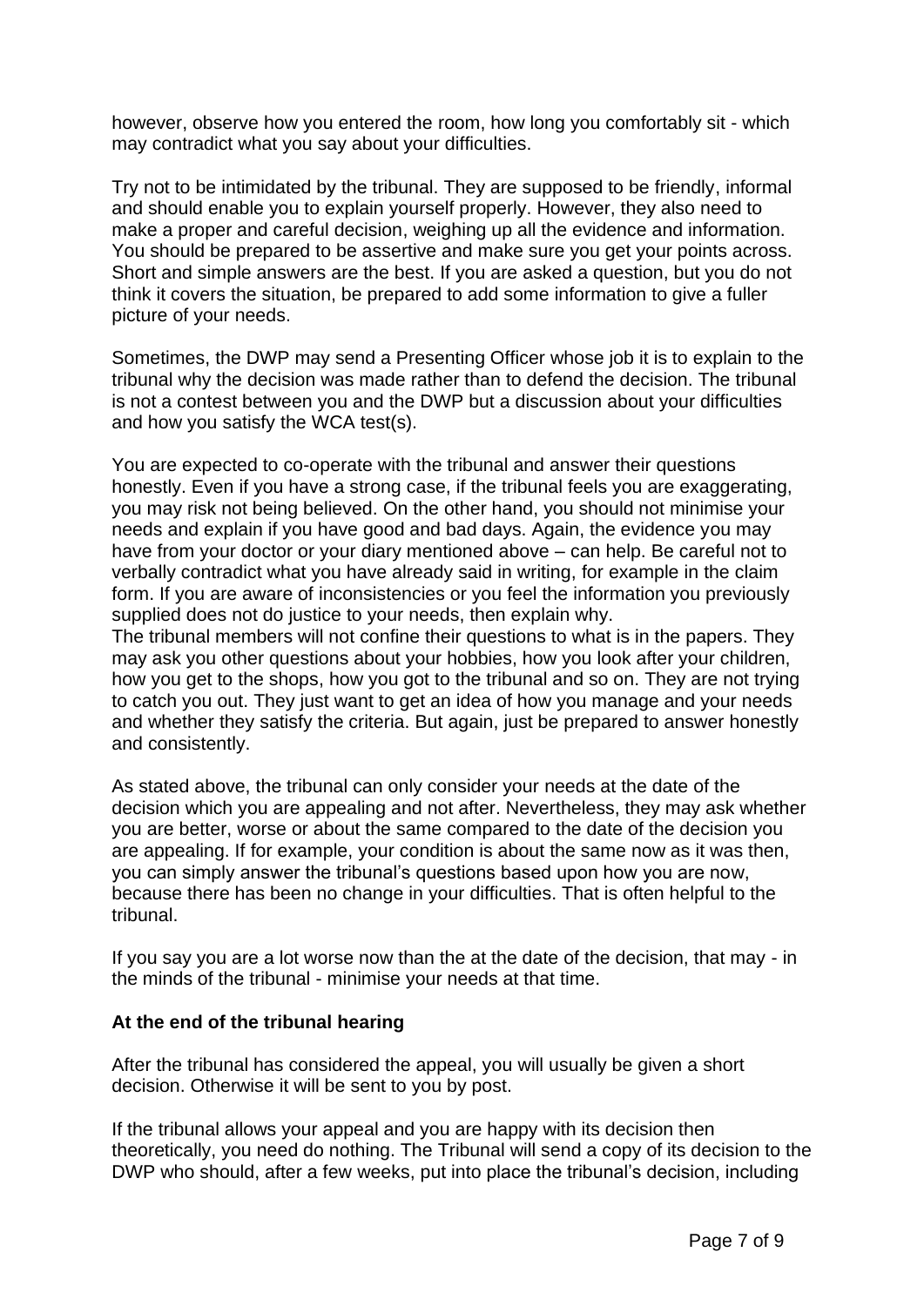however, observe how you entered the room, how long you comfortably sit - which may contradict what you say about your difficulties.

Try not to be intimidated by the tribunal. They are supposed to be friendly, informal and should enable you to explain yourself properly. However, they also need to make a proper and careful decision, weighing up all the evidence and information. You should be prepared to be assertive and make sure you get your points across. Short and simple answers are the best. If you are asked a question, but you do not think it covers the situation, be prepared to add some information to give a fuller picture of your needs.

Sometimes, the DWP may send a Presenting Officer whose job it is to explain to the tribunal why the decision was made rather than to defend the decision. The tribunal is not a contest between you and the DWP but a discussion about your difficulties and how you satisfy the WCA test(s).

You are expected to co-operate with the tribunal and answer their questions honestly. Even if you have a strong case, if the tribunal feels you are exaggerating, you may risk not being believed. On the other hand, you should not minimise your needs and explain if you have good and bad days. Again, the evidence you may have from your doctor or your diary mentioned above – can help. Be careful not to verbally contradict what you have already said in writing, for example in the claim form. If you are aware of inconsistencies or you feel the information you previously supplied does not do justice to your needs, then explain why.
The tribunal members will not confine their questions to what is in the papers. They may ask you other questions about your hobbies, how you look after your children, how you get to the shops, how you got to the tribunal and so on. They are not trying to catch you out. They just want to get an idea of how you manage and your needs and whether they satisfy the criteria. But again, just be prepared to answer honestly and consistently.

As stated above, the tribunal can only consider your needs at the date of the decision which you are appealing and not after. Nevertheless, they may ask whether you are better, worse or about the same compared to the date of the decision you are appealing. If for example, your condition is about the same now as it was then, you can simply answer the tribunal's questions based upon how you are now, because there has been no change in your difficulties. That is often helpful to the tribunal.

If you say you are a lot worse now than the at the date of the decision, that may - in the minds of the tribunal - minimise your needs at that time.

**At the end of the tribunal hearing**

After the tribunal has considered the appeal, you will usually be given a short decision. Otherwise it will be sent to you by post.

If the tribunal allows your appeal and you are happy with its decision then theoretically, you need do nothing. The Tribunal will send a copy of its decision to the DWP who should, after a few weeks, put into place the tribunal's decision, including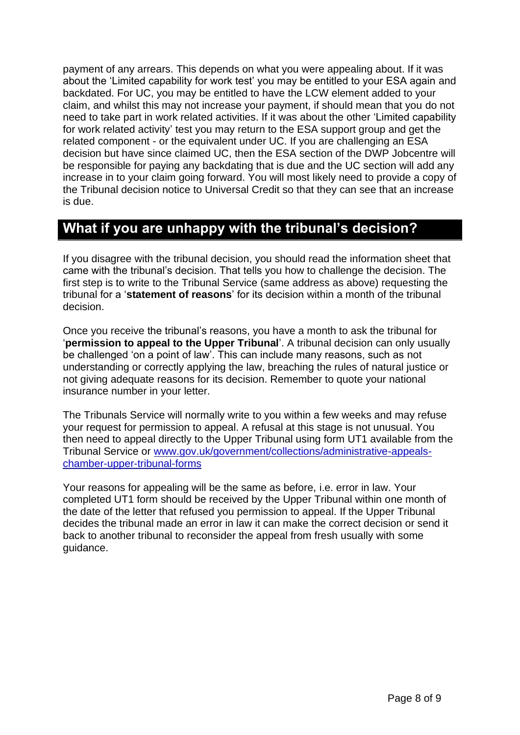payment of any arrears. This depends on what you were appealing about. If it was about the 'Limited capability for work test' you may be entitled to your ESA again and backdated. For UC, you may be entitled to have the LCW element added to your claim, and whilst this may not increase your payment, if should mean that you do not need to take part in work related activities. If it was about the other 'Limited capability for work related activity' test you may return to the ESA support group and get the related component - or the equivalent under UC. If you are challenging an ESA decision but have since claimed UC, then the ESA section of the DWP Jobcentre will be responsible for paying any backdating that is due and the UC section will add any increase in to your claim going forward. You will most likely need to provide a copy of the Tribunal decision notice to Universal Credit so that they can see that an increase is due.

## What if you are unhappy with the tribunal's decision?

If you disagree with the tribunal decision, you should read the information sheet that came with the tribunal's decision. That tells you how to challenge the decision. The first step is to write to the Tribunal Service (same address as above) requesting the tribunal for a '**statement of reasons**' for its decision within a month of the tribunal decision.

Once you receive the tribunal's reasons, you have a month to ask the tribunal for '**permission to appeal to the Upper Tribunal**'. A tribunal decision can only usually be challenged 'on a point of law'. This can include many reasons, such as not understanding or correctly applying the law, breaching the rules of natural justice or not giving adequate reasons for its decision. Remember to quote your national insurance number in your letter.

The Tribunals Service will normally write to you within a few weeks and may refuse your request for permission to appeal. A refusal at this stage is not unusual. You then need to appeal directly to the Upper Tribunal using form UT1 available from the Tribunal Service or [www.gov.uk/government/collections/administrative-appeals-chamber-upper-tribunal-forms](www.gov.uk/government/collections/administrative-appeals-chamber-upper-tribunal-forms)

Your reasons for appealing will be the same as before, i.e. error in law. Your completed UT1 form should be received by the Upper Tribunal within one month of the date of the letter that refused you permission to appeal. If the Upper Tribunal decides the tribunal made an error in law it can make the correct decision or send it back to another tribunal to reconsider the appeal from fresh usually with some guidance.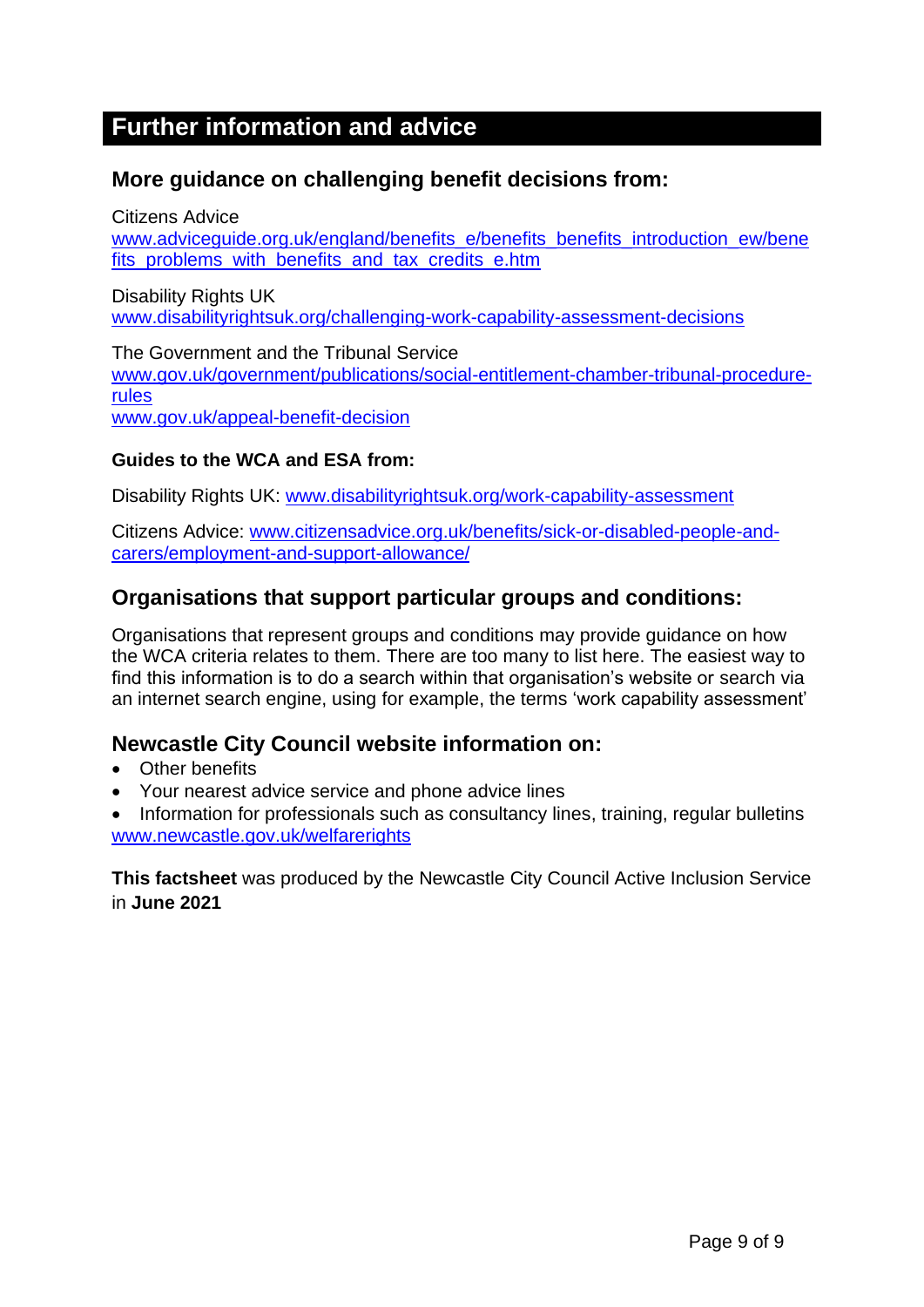## Further information and advice

### More guidance on challenging benefit decisions from:

Citizens Advice
www.adviceguide.org.uk/england/benefits_e/benefits_benefits_introduction_ew/benefits_problems_with_benefits_and_tax_credits_e.htm

Disability Rights UK
www.disabilityrightsuk.org/challenging-work-capability-assessment-decisions

The Government and the Tribunal Service
www.gov.uk/government/publications/social-entitlement-chamber-tribunal-procedure-rules
www.gov.uk/appeal-benefit-decision

#### Guides to the WCA and ESA from:

Disability Rights UK: www.disabilityrightsuk.org/work-capability-assessment

Citizens Advice: www.citizensadvice.org.uk/benefits/sick-or-disabled-people-and-carers/employment-and-support-allowance/

### Organisations that support particular groups and conditions:

Organisations that represent groups and conditions may provide guidance on how the WCA criteria relates to them. There are too many to list here. The easiest way to find this information is to do a search within that organisation's website or search via an internet search engine, using for example, the terms 'work capability assessment'

### Newcastle City Council website information on:

- Other benefits
- Your nearest advice service and phone advice lines
- Information for professionals such as consultancy lines, training, regular bulletins

www.newcastle.gov.uk/welfarerights

**This factsheet** was produced by the Newcastle City Council Active Inclusion Service in **June 2021**